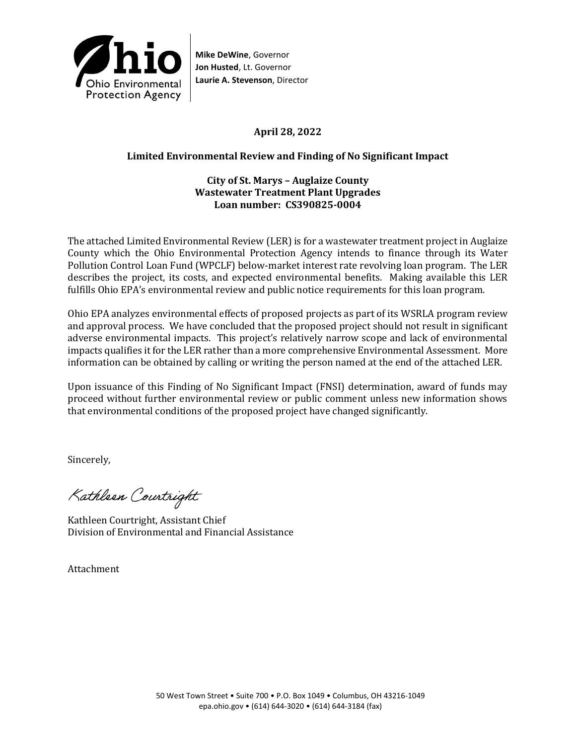Ohio Environmental Protection Agency

**Mike DeWine**, Governor
**Jon Husted**, Lt. Governor
**Laurie A. Stevenson**, Director

**April 28, 2022**

**Limited Environmental Review and Finding of No Significant Impact**

**City of St. Marys – Auglaize County**
**Wastewater Treatment Plant Upgrades**
**Loan number: CS390825-0004**

The attached Limited Environmental Review (LER) is for a wastewater treatment project in Auglaize County which the Ohio Environmental Protection Agency intends to finance through its Water Pollution Control Loan Fund (WPCLF) below-market interest rate revolving loan program. The LER describes the project, its costs, and expected environmental benefits. Making available this LER fulfills Ohio EPA's environmental review and public notice requirements for this loan program.

Ohio EPA analyzes environmental effects of proposed projects as part of its WSRLA program review and approval process. We have concluded that the proposed project should not result in significant adverse environmental impacts. This project's relatively narrow scope and lack of environmental impacts qualifies it for the LER rather than a more comprehensive Environmental Assessment. More information can be obtained by calling or writing the person named at the end of the attached LER.

Upon issuance of this Finding of No Significant Impact (FNSI) determination, award of funds may proceed without further environmental review or public comment unless new information shows that environmental conditions of the proposed project have changed significantly.

Sincerely,

Kathleen Courtright

Kathleen Courtright, Assistant Chief
Division of Environmental and Financial Assistance

Attachment

50 West Town Street • Suite 700 • P.O. Box 1049 • Columbus, OH 43216-1049
epa.ohio.gov • (614) 644-3020 • (614) 644-3184 (fax)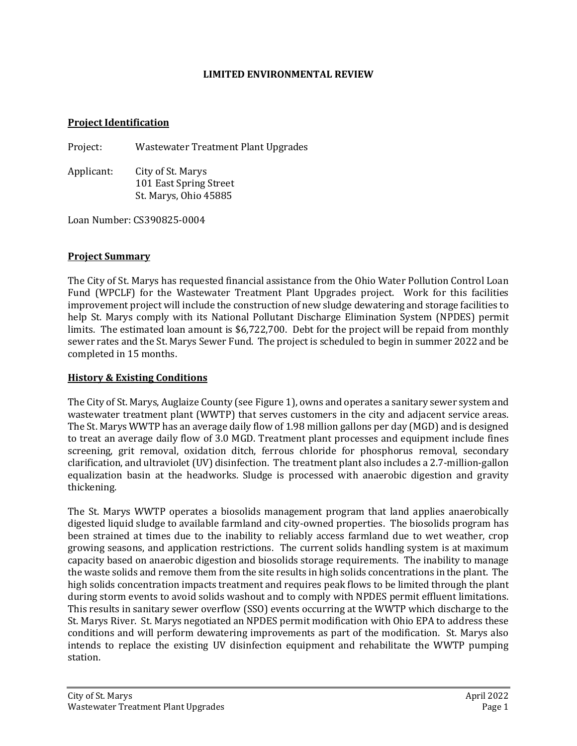# LIMITED ENVIRONMENTAL REVIEW

## Project Identification

Project: Wastewater Treatment Plant Upgrades

Applicant: City of St. Marys
101 East Spring Street
St. Marys, Ohio 45885

Loan Number: CS390825-0004

## Project Summary

The City of St. Marys has requested financial assistance from the Ohio Water Pollution Control Loan Fund (WPCLF) for the Wastewater Treatment Plant Upgrades project. Work for this facilities improvement project will include the construction of new sludge dewatering and storage facilities to help St. Marys comply with its National Pollutant Discharge Elimination System (NPDES) permit limits. The estimated loan amount is $6,722,700. Debt for the project will be repaid from monthly sewer rates and the St. Marys Sewer Fund. The project is scheduled to begin in summer 2022 and be completed in 15 months.

## History & Existing Conditions

The City of St. Marys, Auglaize County (see Figure 1), owns and operates a sanitary sewer system and wastewater treatment plant (WWTP) that serves customers in the city and adjacent service areas. The St. Marys WWTP has an average daily flow of 1.98 million gallons per day (MGD) and is designed to treat an average daily flow of 3.0 MGD. Treatment plant processes and equipment include fines screening, grit removal, oxidation ditch, ferrous chloride for phosphorus removal, secondary clarification, and ultraviolet (UV) disinfection. The treatment plant also includes a 2.7-million-gallon equalization basin at the headworks. Sludge is processed with anaerobic digestion and gravity thickening.

The St. Marys WWTP operates a biosolids management program that land applies anaerobically digested liquid sludge to available farmland and city-owned properties. The biosolids program has been strained at times due to the inability to reliably access farmland due to wet weather, crop growing seasons, and application restrictions. The current solids handling system is at maximum capacity based on anaerobic digestion and biosolids storage requirements. The inability to manage the waste solids and remove them from the site results in high solids concentrations in the plant. The high solids concentration impacts treatment and requires peak flows to be limited through the plant during storm events to avoid solids washout and to comply with NPDES permit effluent limitations. This results in sanitary sewer overflow (SSO) events occurring at the WWTP which discharge to the St. Marys River. St. Marys negotiated an NPDES permit modification with Ohio EPA to address these conditions and will perform dewatering improvements as part of the modification. St. Marys also intends to replace the existing UV disinfection equipment and rehabilitate the WWTP pumping station.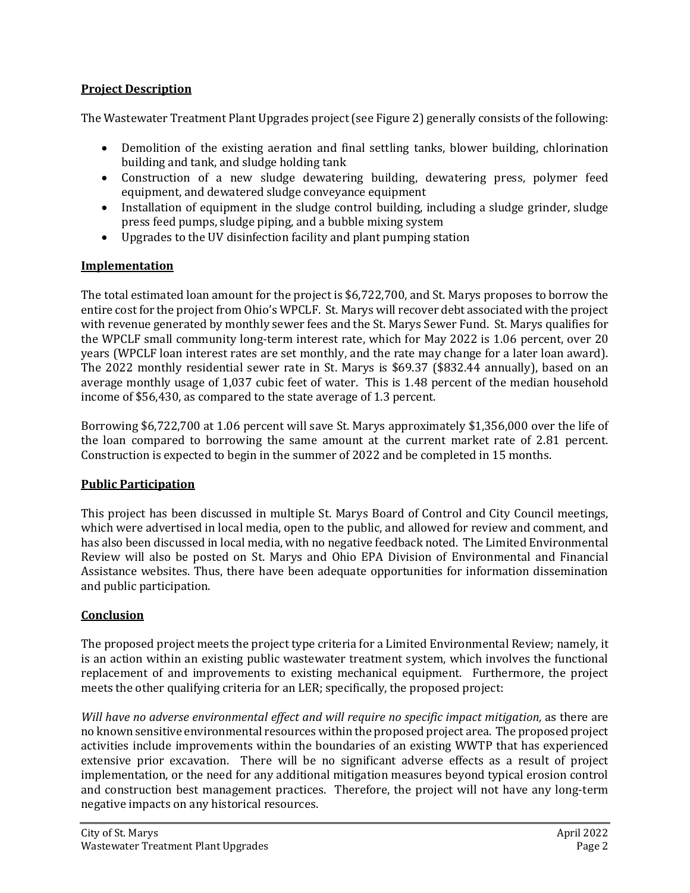## Project Description

The Wastewater Treatment Plant Upgrades project (see Figure 2) generally consists of the following:

- Demolition of the existing aeration and final settling tanks, blower building, chlorination building and tank, and sludge holding tank
- Construction of a new sludge dewatering building, dewatering press, polymer feed equipment, and dewatered sludge conveyance equipment
- Installation of equipment in the sludge control building, including a sludge grinder, sludge press feed pumps, sludge piping, and a bubble mixing system
- Upgrades to the UV disinfection facility and plant pumping station

## Implementation

The total estimated loan amount for the project is $6,722,700, and St. Marys proposes to borrow the entire cost for the project from Ohio's WPCLF. St. Marys will recover debt associated with the project with revenue generated by monthly sewer fees and the St. Marys Sewer Fund. St. Marys qualifies for the WPCLF small community long-term interest rate, which for May 2022 is 1.06 percent, over 20 years (WPCLF loan interest rates are set monthly, and the rate may change for a later loan award). The 2022 monthly residential sewer rate in St. Marys is $69.37 ($832.44 annually), based on an average monthly usage of 1,037 cubic feet of water. This is 1.48 percent of the median household income of $56,430, as compared to the state average of 1.3 percent.

Borrowing $6,722,700 at 1.06 percent will save St. Marys approximately $1,356,000 over the life of the loan compared to borrowing the same amount at the current market rate of 2.81 percent. Construction is expected to begin in the summer of 2022 and be completed in 15 months.

## Public Participation

This project has been discussed in multiple St. Marys Board of Control and City Council meetings, which were advertised in local media, open to the public, and allowed for review and comment, and has also been discussed in local media, with no negative feedback noted. The Limited Environmental Review will also be posted on St. Marys and Ohio EPA Division of Environmental and Financial Assistance websites. Thus, there have been adequate opportunities for information dissemination and public participation.

## Conclusion

The proposed project meets the project type criteria for a Limited Environmental Review; namely, it is an action within an existing public wastewater treatment system, which involves the functional replacement of and improvements to existing mechanical equipment. Furthermore, the project meets the other qualifying criteria for an LER; specifically, the proposed project:

*Will have no adverse environmental effect and will require no specific impact mitigation,* as there are no known sensitive environmental resources within the proposed project area. The proposed project activities include improvements within the boundaries of an existing WWTP that has experienced extensive prior excavation. There will be no significant adverse effects as a result of project implementation, or the need for any additional mitigation measures beyond typical erosion control and construction best management practices. Therefore, the project will not have any long-term negative impacts on any historical resources.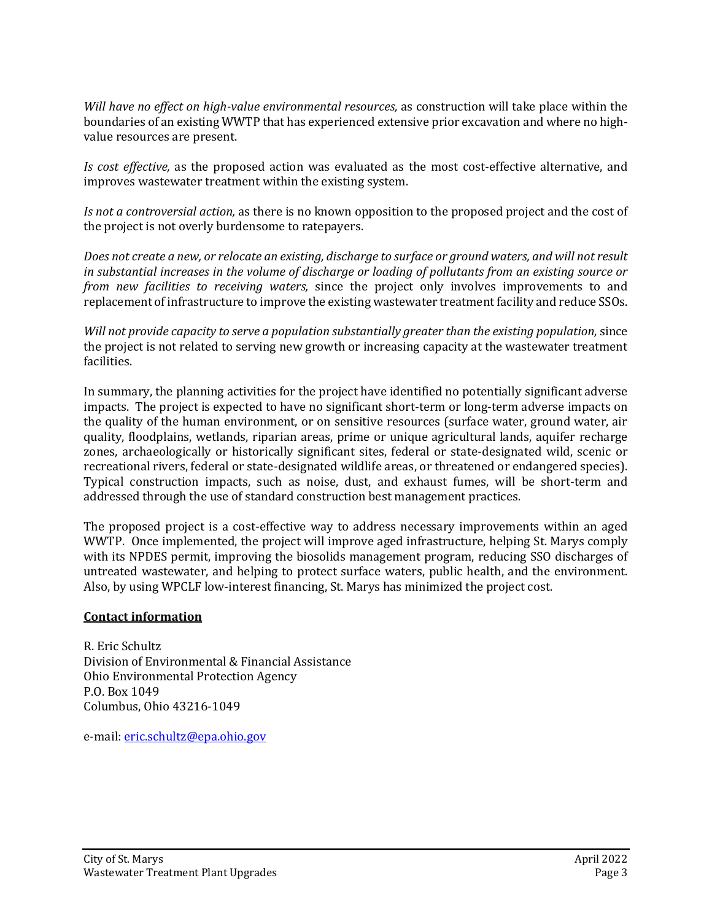*Will have no effect on high-value environmental resources,* as construction will take place within the boundaries of an existing WWTP that has experienced extensive prior excavation and where no high-value resources are present.

*Is cost effective,* as the proposed action was evaluated as the most cost-effective alternative, and improves wastewater treatment within the existing system.

*Is not a controversial action,* as there is no known opposition to the proposed project and the cost of the project is not overly burdensome to ratepayers.

*Does not create a new, or relocate an existing, discharge to surface or ground waters, and will not result in substantial increases in the volume of discharge or loading of pollutants from an existing source or from new facilities to receiving waters,* since the project only involves improvements to and replacement of infrastructure to improve the existing wastewater treatment facility and reduce SSOs.

*Will not provide capacity to serve a population substantially greater than the existing population,* since the project is not related to serving new growth or increasing capacity at the wastewater treatment facilities.

In summary, the planning activities for the project have identified no potentially significant adverse impacts. The project is expected to have no significant short-term or long-term adverse impacts on the quality of the human environment, or on sensitive resources (surface water, ground water, air quality, floodplains, wetlands, riparian areas, prime or unique agricultural lands, aquifer recharge zones, archaeologically or historically significant sites, federal or state-designated wild, scenic or recreational rivers, federal or state-designated wildlife areas, or threatened or endangered species). Typical construction impacts, such as noise, dust, and exhaust fumes, will be short-term and addressed through the use of standard construction best management practices.

The proposed project is a cost-effective way to address necessary improvements within an aged WWTP. Once implemented, the project will improve aged infrastructure, helping St. Marys comply with its NPDES permit, improving the biosolids management program, reducing SSO discharges of untreated wastewater, and helping to protect surface waters, public health, and the environment. Also, by using WPCLF low-interest financing, St. Marys has minimized the project cost.

**Contact information**

R. Eric Schultz
Division of Environmental & Financial Assistance
Ohio Environmental Protection Agency
P.O. Box 1049
Columbus, Ohio 43216-1049

e-mail: eric.schultz@epa.ohio.gov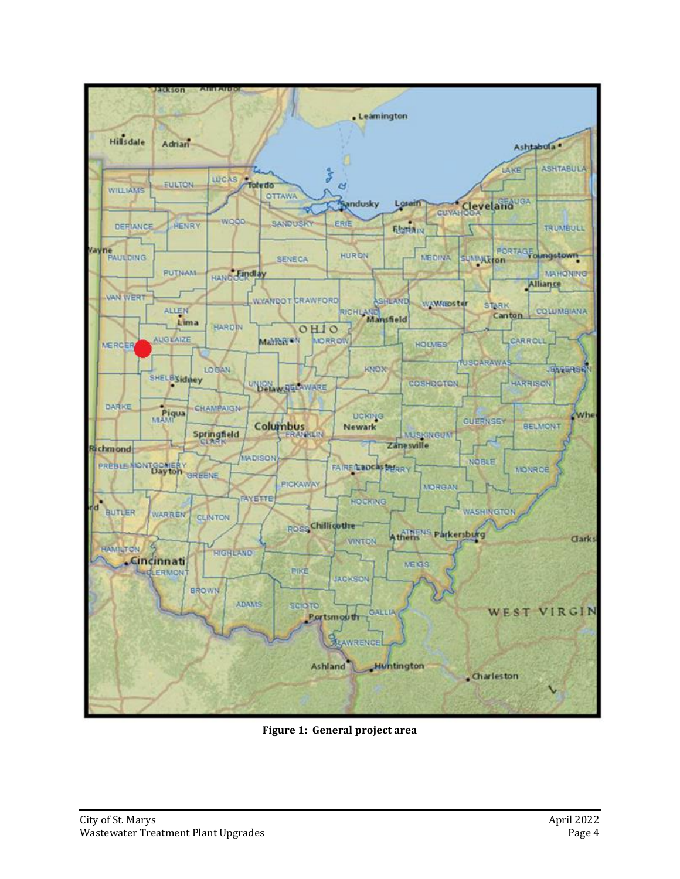**Figure 1: General project area**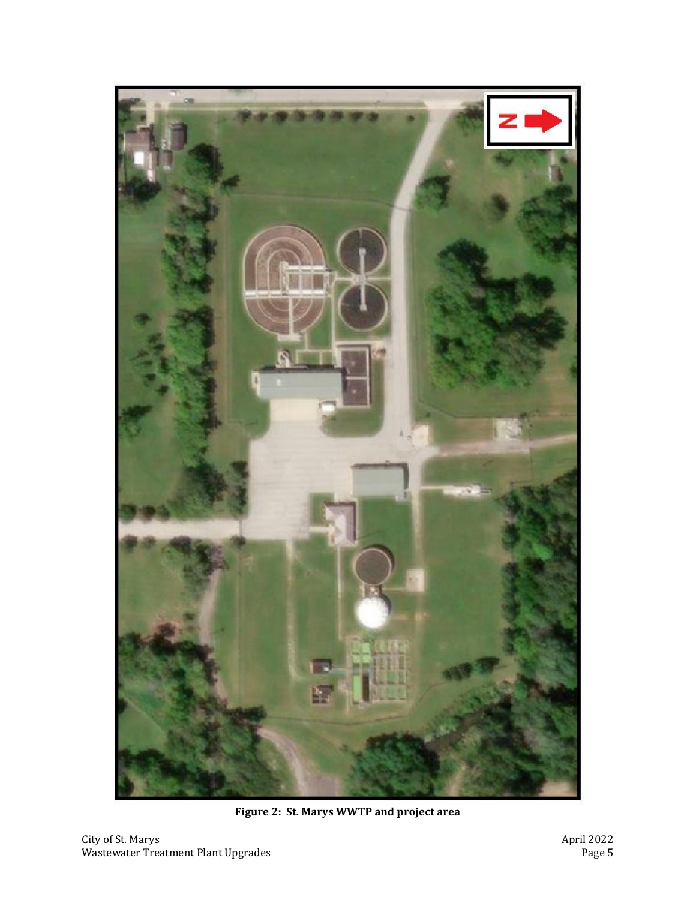**Figure 2: St. Marys WWTP and project area**